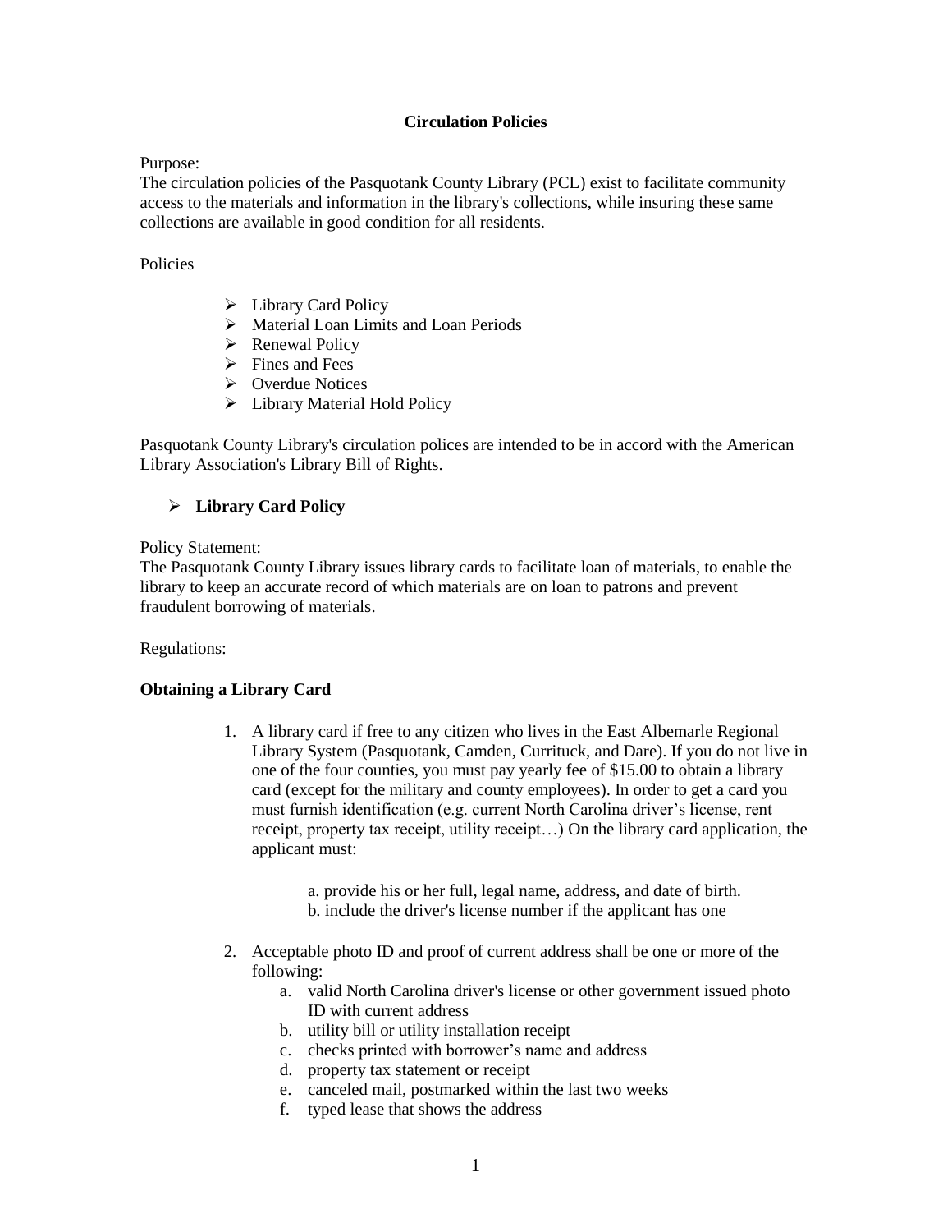# Circulation Policies

Purpose:
The circulation policies of the Pasquotank County Library (PCL) exist to facilitate community access to the materials and information in the library's collections, while insuring these same collections are available in good condition for all residents.

Policies

- Library Card Policy
- Material Loan Limits and Loan Periods
- Renewal Policy
- Fines and Fees
- Overdue Notices
- Library Material Hold Policy

Pasquotank County Library's circulation polices are intended to be in accord with the American Library Association's Library Bill of Rights.

## Library Card Policy

Policy Statement:
The Pasquotank County Library issues library cards to facilitate loan of materials, to enable the library to keep an accurate record of which materials are on loan to patrons and prevent fraudulent borrowing of materials.

Regulations:

### Obtaining a Library Card

1. A library card if free to any citizen who lives in the East Albemarle Regional Library System (Pasquotank, Camden, Currituck, and Dare). If you do not live in one of the four counties, you must pay yearly fee of $15.00 to obtain a library card (except for the military and county employees). In order to get a card you must furnish identification (e.g. current North Carolina driver's license, rent receipt, property tax receipt, utility receipt…) On the library card application, the applicant must:

   a. provide his or her full, legal name, address, and date of birth.
   b. include the driver's license number if the applicant has one

2. Acceptable photo ID and proof of current address shall be one or more of the following:
   a. valid North Carolina driver's license or other government issued photo ID with current address
   b. utility bill or utility installation receipt
   c. checks printed with borrower's name and address
   d. property tax statement or receipt
   e. canceled mail, postmarked within the last two weeks
   f. typed lease that shows the address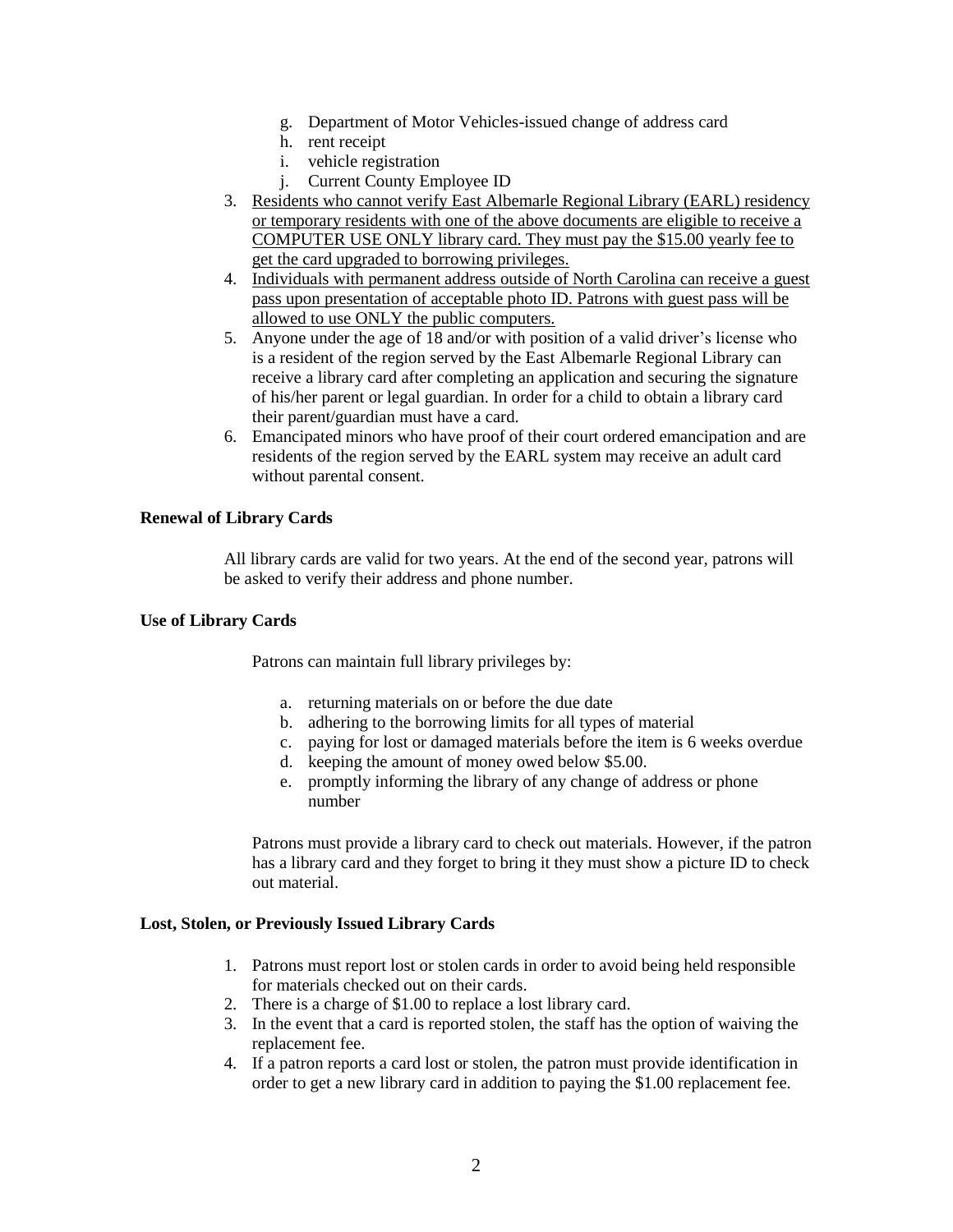g. Department of Motor Vehicles-issued change of address card
    h. rent receipt
    i. vehicle registration
    j. Current County Employee ID
3. <u>Residents who cannot verify East Albemarle Regional Library (EARL) residency or temporary residents with one of the above documents are eligible to receive a COMPUTER USE ONLY library card. They must pay the $15.00 yearly fee to get the card upgraded to borrowing privileges.</u>
4. <u>Individuals with permanent address outside of North Carolina can receive a guest pass upon presentation of acceptable photo ID. Patrons with guest pass will be allowed to use ONLY the public computers.</u>
5. Anyone under the age of 18 and/or with position of a valid driver's license who is a resident of the region served by the East Albemarle Regional Library can receive a library card after completing an application and securing the signature of his/her parent or legal guardian. In order for a child to obtain a library card their parent/guardian must have a card.
6. Emancipated minors who have proof of their court ordered emancipation and are residents of the region served by the EARL system may receive an adult card without parental consent.

**Renewal of Library Cards**

All library cards are valid for two years. At the end of the second year, patrons will be asked to verify their address and phone number.

**Use of Library Cards**

Patrons can maintain full library privileges by:

a. returning materials on or before the due date
b. adhering to the borrowing limits for all types of material
c. paying for lost or damaged materials before the item is 6 weeks overdue
d. keeping the amount of money owed below $5.00.
e. promptly informing the library of any change of address or phone number

Patrons must provide a library card to check out materials. However, if the patron has a library card and they forget to bring it they must show a picture ID to check out material.

**Lost, Stolen, or Previously Issued Library Cards**

1. Patrons must report lost or stolen cards in order to avoid being held responsible for materials checked out on their cards.
2. There is a charge of $1.00 to replace a lost library card.
3. In the event that a card is reported stolen, the staff has the option of waiving the replacement fee.
4. If a patron reports a card lost or stolen, the patron must provide identification in order to get a new library card in addition to paying the $1.00 replacement fee.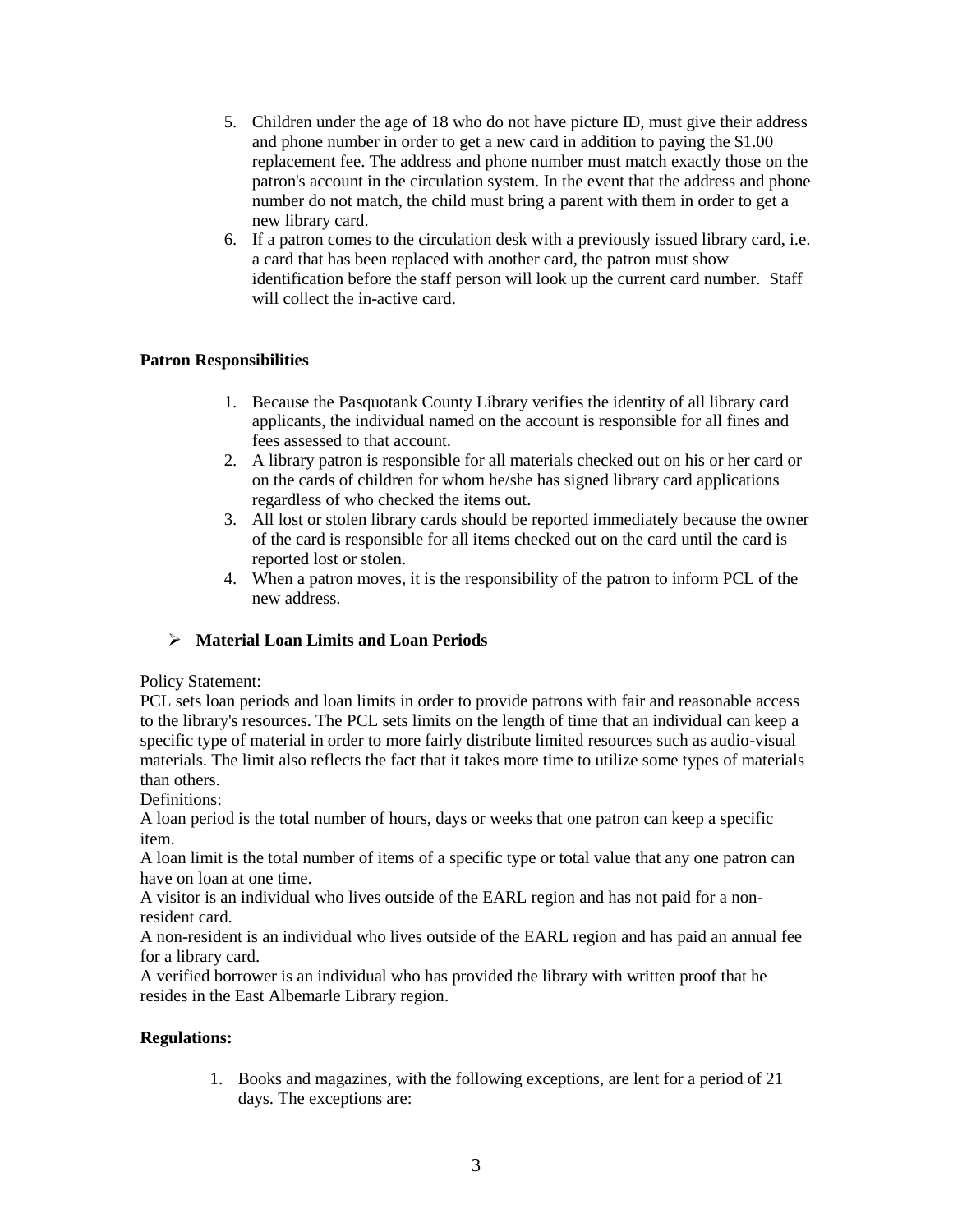5. Children under the age of 18 who do not have picture ID, must give their address and phone number in order to get a new card in addition to paying the $1.00 replacement fee. The address and phone number must match exactly those on the patron's account in the circulation system. In the event that the address and phone number do not match, the child must bring a parent with them in order to get a new library card.
6. If a patron comes to the circulation desk with a previously issued library card, i.e. a card that has been replaced with another card, the patron must show identification before the staff person will look up the current card number. Staff will collect the in-active card.

**Patron Responsibilities**

1. Because the Pasquotank County Library verifies the identity of all library card applicants, the individual named on the account is responsible for all fines and fees assessed to that account.
2. A library patron is responsible for all materials checked out on his or her card or on the cards of children for whom he/she has signed library card applications regardless of who checked the items out.
3. All lost or stolen library cards should be reported immediately because the owner of the card is responsible for all items checked out on the card until the card is reported lost or stolen.
4. When a patron moves, it is the responsibility of the patron to inform PCL of the new address.

- **Material Loan Limits and Loan Periods**

Policy Statement:
PCL sets loan periods and loan limits in order to provide patrons with fair and reasonable access to the library's resources. The PCL sets limits on the length of time that an individual can keep a specific type of material in order to more fairly distribute limited resources such as audio-visual materials. The limit also reflects the fact that it takes more time to utilize some types of materials than others.
Definitions:
A loan period is the total number of hours, days or weeks that one patron can keep a specific item.
A loan limit is the total number of items of a specific type or total value that any one patron can have on loan at one time.
A visitor is an individual who lives outside of the EARL region and has not paid for a non-resident card.
A non-resident is an individual who lives outside of the EARL region and has paid an annual fee for a library card.
A verified borrower is an individual who has provided the library with written proof that he resides in the East Albemarle Library region.

**Regulations:**

1. Books and magazines, with the following exceptions, are lent for a period of 21 days. The exceptions are: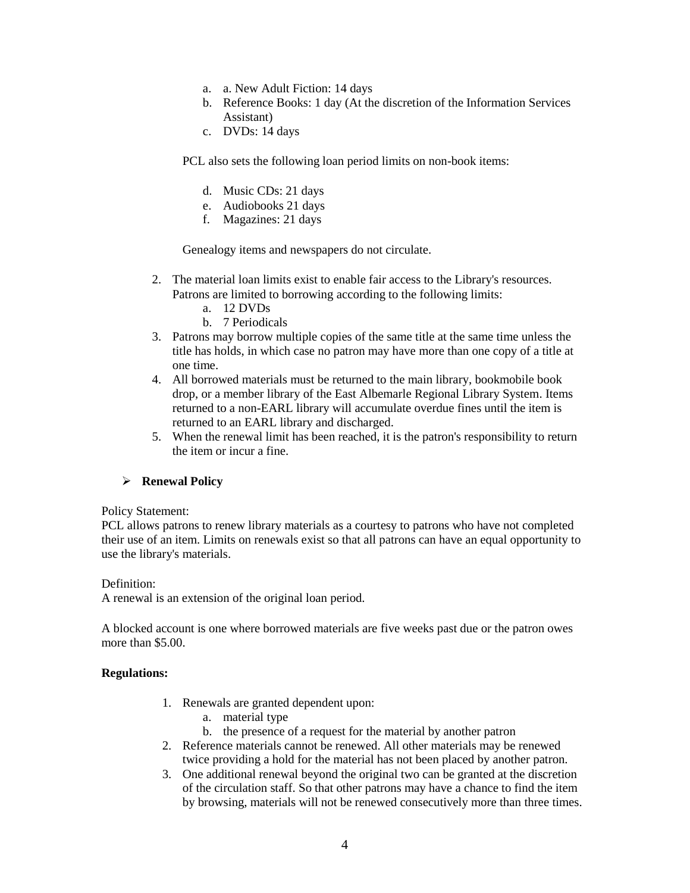a. a. New Adult Fiction: 14 days
b. Reference Books: 1 day (At the discretion of the Information Services Assistant)
c. DVDs: 14 days

PCL also sets the following loan period limits on non-book items:

d. Music CDs: 21 days
e. Audiobooks 21 days
f. Magazines: 21 days

Genealogy items and newspapers do not circulate.

2. The material loan limits exist to enable fair access to the Library's resources. Patrons are limited to borrowing according to the following limits:
    a. 12 DVDs
    b. 7 Periodicals
3. Patrons may borrow multiple copies of the same title at the same time unless the title has holds, in which case no patron may have more than one copy of a title at one time.
4. All borrowed materials must be returned to the main library, bookmobile book drop, or a member library of the East Albemarle Regional Library System. Items returned to a non-EARL library will accumulate overdue fines until the item is returned to an EARL library and discharged.
5. When the renewal limit has been reached, it is the patron's responsibility to return the item or incur a fine.

- **Renewal Policy**

Policy Statement:
PCL allows patrons to renew library materials as a courtesy to patrons who have not completed their use of an item. Limits on renewals exist so that all patrons can have an equal opportunity to use the library's materials.

Definition:
A renewal is an extension of the original loan period.

A blocked account is one where borrowed materials are five weeks past due or the patron owes more than $5.00.

**Regulations:**

1. Renewals are granted dependent upon:
    a. material type
    b. the presence of a request for the material by another patron
2. Reference materials cannot be renewed. All other materials may be renewed twice providing a hold for the material has not been placed by another patron.
3. One additional renewal beyond the original two can be granted at the discretion of the circulation staff. So that other patrons may have a chance to find the item by browsing, materials will not be renewed consecutively more than three times.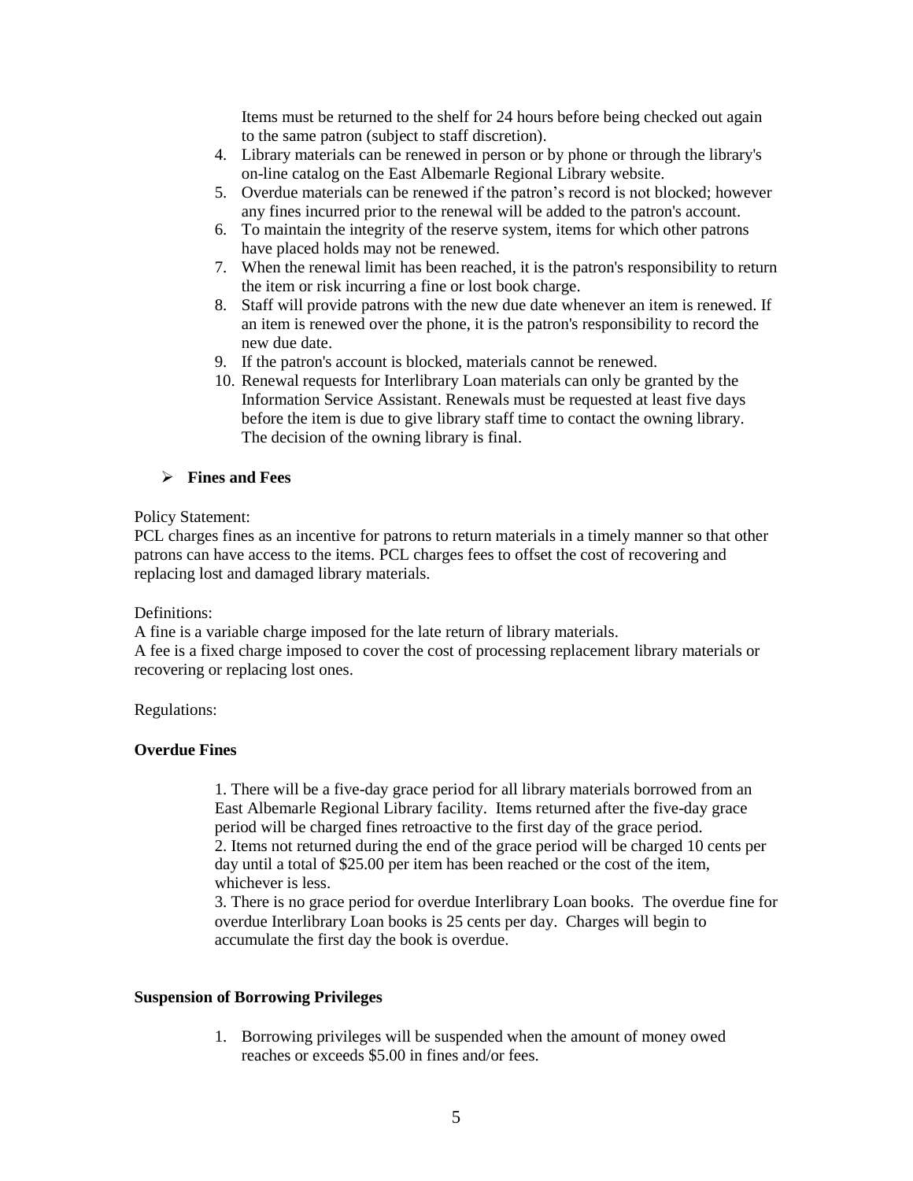Items must be returned to the shelf for 24 hours before being checked out again to the same patron (subject to staff discretion).

4. Library materials can be renewed in person or by phone or through the library's on-line catalog on the East Albemarle Regional Library website.
5. Overdue materials can be renewed if the patron's record is not blocked; however any fines incurred prior to the renewal will be added to the patron's account.
6. To maintain the integrity of the reserve system, items for which other patrons have placed holds may not be renewed.
7. When the renewal limit has been reached, it is the patron's responsibility to return the item or risk incurring a fine or lost book charge.
8. Staff will provide patrons with the new due date whenever an item is renewed. If an item is renewed over the phone, it is the patron's responsibility to record the new due date.
9. If the patron's account is blocked, materials cannot be renewed.
10. Renewal requests for Interlibrary Loan materials can only be granted by the Information Service Assistant. Renewals must be requested at least five days before the item is due to give library staff time to contact the owning library. The decision of the owning library is final.

- **Fines and Fees**

Policy Statement:
PCL charges fines as an incentive for patrons to return materials in a timely manner so that other patrons can have access to the items. PCL charges fees to offset the cost of recovering and replacing lost and damaged library materials.

Definitions:
A fine is a variable charge imposed for the late return of library materials.
A fee is a fixed charge imposed to cover the cost of processing replacement library materials or recovering or replacing lost ones.

Regulations:

**Overdue Fines**

1. There will be a five-day grace period for all library materials borrowed from an East Albemarle Regional Library facility. Items returned after the five-day grace period will be charged fines retroactive to the first day of the grace period.
2. Items not returned during the end of the grace period will be charged 10 cents per day until a total of $25.00 per item has been reached or the cost of the item, whichever is less.
3. There is no grace period for overdue Interlibrary Loan books. The overdue fine for overdue Interlibrary Loan books is 25 cents per day. Charges will begin to accumulate the first day the book is overdue.

**Suspension of Borrowing Privileges**

1. Borrowing privileges will be suspended when the amount of money owed reaches or exceeds $5.00 in fines and/or fees.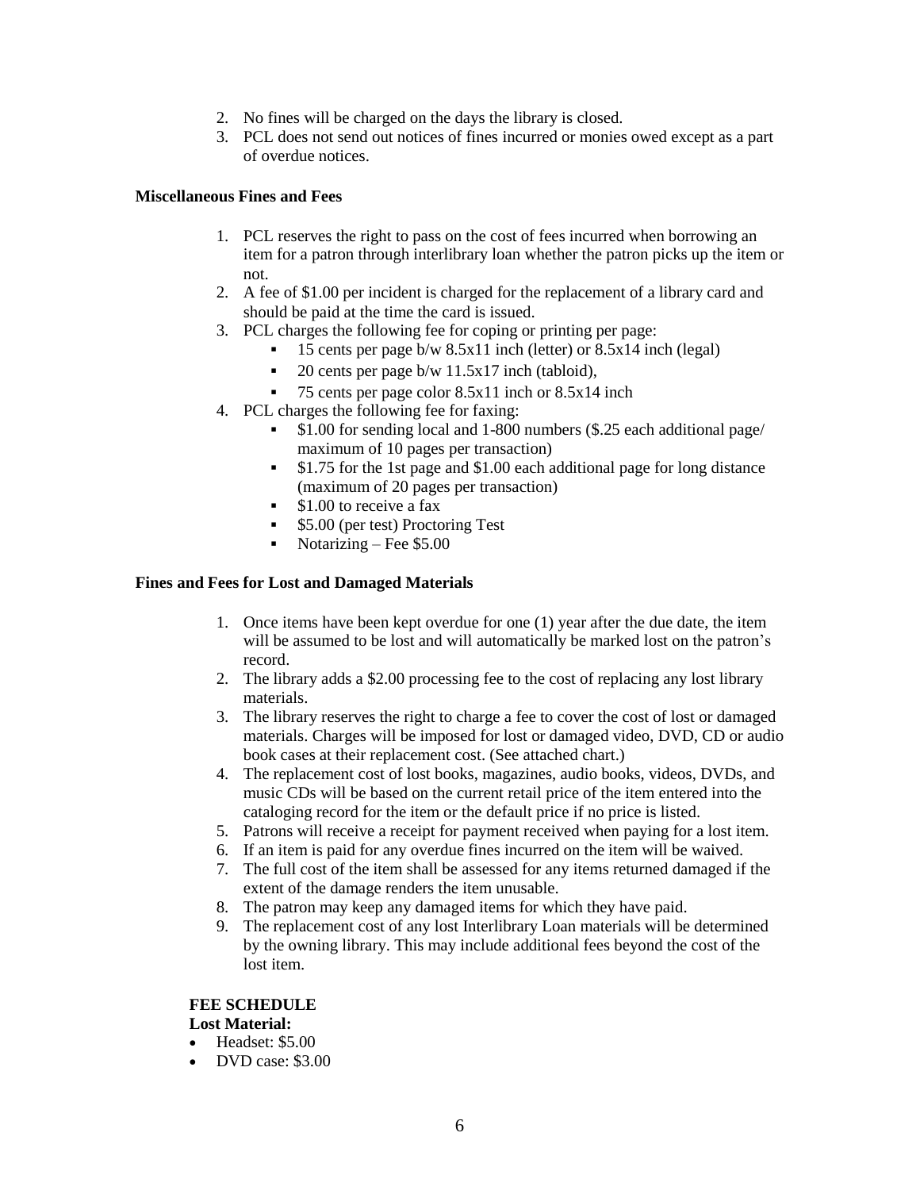2. No fines will be charged on the days the library is closed.
3. PCL does not send out notices of fines incurred or monies owed except as a part of overdue notices.

**Miscellaneous Fines and Fees**

1. PCL reserves the right to pass on the cost of fees incurred when borrowing an item for a patron through interlibrary loan whether the patron picks up the item or not.
2. A fee of $1.00 per incident is charged for the replacement of a library card and should be paid at the time the card is issued.
3. PCL charges the following fee for coping or printing per page:
   - 15 cents per page b/w 8.5x11 inch (letter) or 8.5x14 inch (legal)
   - 20 cents per page b/w 11.5x17 inch (tabloid),
   - 75 cents per page color 8.5x11 inch or 8.5x14 inch
4. PCL charges the following fee for faxing:
   - $1.00 for sending local and 1-800 numbers ($.25 each additional page/ maximum of 10 pages per transaction)
   - $1.75 for the 1st page and $1.00 each additional page for long distance (maximum of 20 pages per transaction)
   - $1.00 to receive a fax
   - $5.00 (per test) Proctoring Test
   - Notarizing – Fee $5.00

**Fines and Fees for Lost and Damaged Materials**

1. Once items have been kept overdue for one (1) year after the due date, the item will be assumed to be lost and will automatically be marked lost on the patron's record.
2. The library adds a $2.00 processing fee to the cost of replacing any lost library materials.
3. The library reserves the right to charge a fee to cover the cost of lost or damaged materials. Charges will be imposed for lost or damaged video, DVD, CD or audio book cases at their replacement cost. (See attached chart.)
4. The replacement cost of lost books, magazines, audio books, videos, DVDs, and music CDs will be based on the current retail price of the item entered into the cataloging record for the item or the default price if no price is listed.
5. Patrons will receive a receipt for payment received when paying for a lost item.
6. If an item is paid for any overdue fines incurred on the item will be waived.
7. The full cost of the item shall be assessed for any items returned damaged if the extent of the damage renders the item unusable.
8. The patron may keep any damaged items for which they have paid.
9. The replacement cost of any lost Interlibrary Loan materials will be determined by the owning library. This may include additional fees beyond the cost of the lost item.

**FEE SCHEDULE**
**Lost Material:**

- Headset: $5.00
- DVD case: $3.00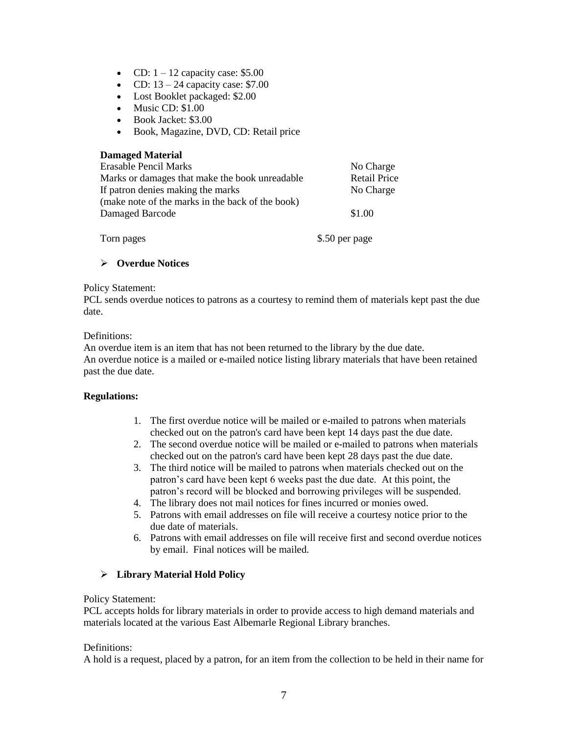- CD: 1 – 12 capacity case: $5.00
- CD: 13 – 24 capacity case: $7.00
- Lost Booklet packaged: $2.00
- Music CD: $1.00
- Book Jacket: $3.00
- Book, Magazine, DVD, CD: Retail price

**Damaged Material**

| | |
|---|---|
| Erasable Pencil Marks | No Charge |
| Marks or damages that make the book unreadable | Retail Price |
| If patron denies making the marks (make note of the marks in the back of the book) | No Charge |
| Damaged Barcode | $1.00 |
| Torn pages | $.50 per page |

- **Overdue Notices**

Policy Statement:
PCL sends overdue notices to patrons as a courtesy to remind them of materials kept past the due date.

Definitions:
An overdue item is an item that has not been returned to the library by the due date.
An overdue notice is a mailed or e-mailed notice listing library materials that have been retained past the due date.

**Regulations:**

1. The first overdue notice will be mailed or e-mailed to patrons when materials checked out on the patron's card have been kept 14 days past the due date.
2. The second overdue notice will be mailed or e-mailed to patrons when materials checked out on the patron's card have been kept 28 days past the due date.
3. The third notice will be mailed to patrons when materials checked out on the patron's card have been kept 6 weeks past the due date. At this point, the patron's record will be blocked and borrowing privileges will be suspended.
4. The library does not mail notices for fines incurred or monies owed.
5. Patrons with email addresses on file will receive a courtesy notice prior to the due date of materials.
6. Patrons with email addresses on file will receive first and second overdue notices by email. Final notices will be mailed.

- **Library Material Hold Policy**

Policy Statement:
PCL accepts holds for library materials in order to provide access to high demand materials and materials located at the various East Albemarle Regional Library branches.

Definitions:
A hold is a request, placed by a patron, for an item from the collection to be held in their name for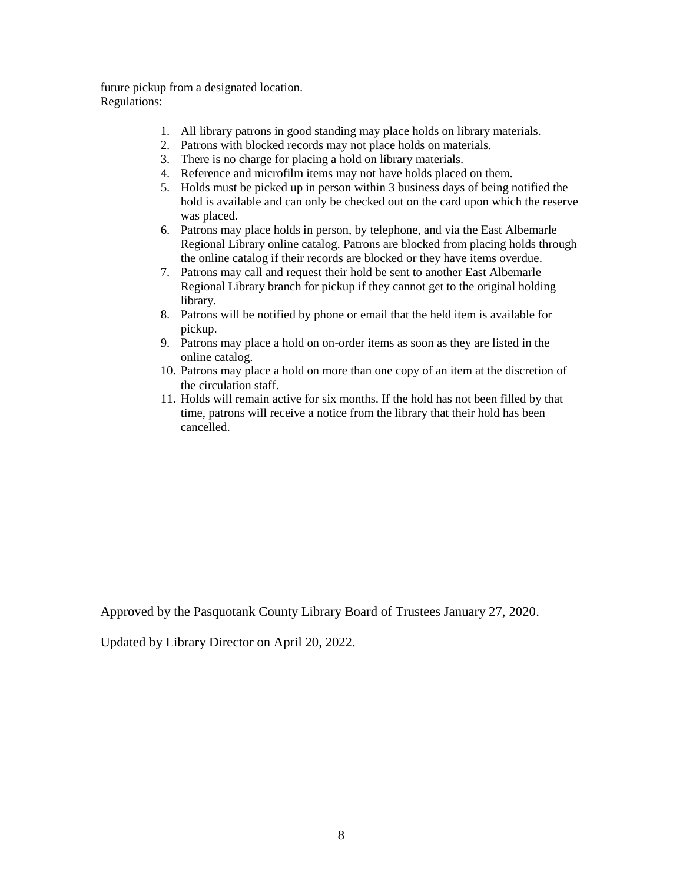future pickup from a designated location.
Regulations:

1. All library patrons in good standing may place holds on library materials.
2. Patrons with blocked records may not place holds on materials.
3. There is no charge for placing a hold on library materials.
4. Reference and microfilm items may not have holds placed on them.
5. Holds must be picked up in person within 3 business days of being notified the hold is available and can only be checked out on the card upon which the reserve was placed.
6. Patrons may place holds in person, by telephone, and via the East Albemarle Regional Library online catalog. Patrons are blocked from placing holds through the online catalog if their records are blocked or they have items overdue.
7. Patrons may call and request their hold be sent to another East Albemarle Regional Library branch for pickup if they cannot get to the original holding library.
8. Patrons will be notified by phone or email that the held item is available for pickup.
9. Patrons may place a hold on on-order items as soon as they are listed in the online catalog.
10. Patrons may place a hold on more than one copy of an item at the discretion of the circulation staff.
11. Holds will remain active for six months. If the hold has not been filled by that time, patrons will receive a notice from the library that their hold has been cancelled.

Approved by the Pasquotank County Library Board of Trustees January 27, 2020.

Updated by Library Director on April 20, 2022.